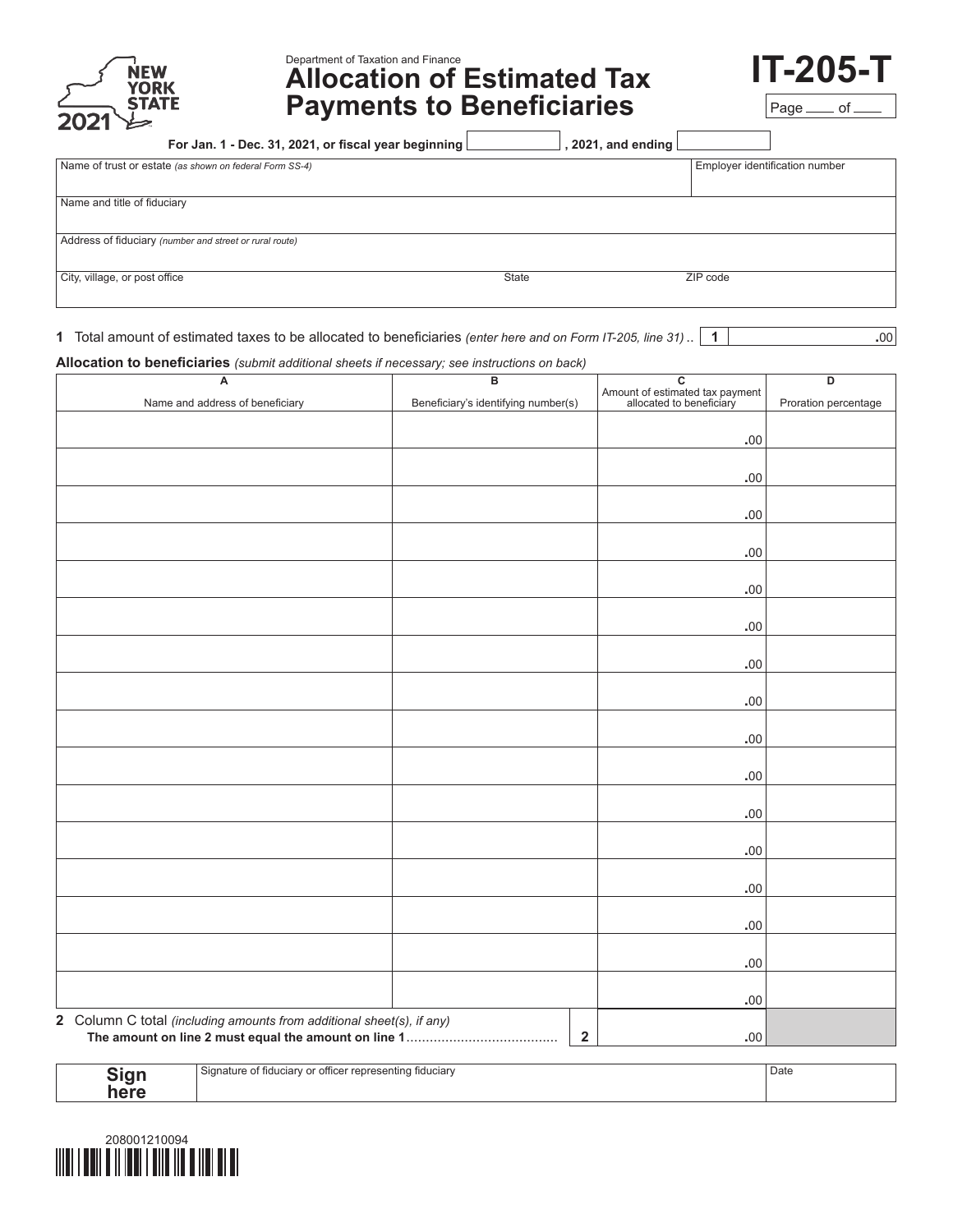NEW YORK STATE 2021

Department of Taxation and Finance

# Allocation of Estimated Tax Payments to Beneficiaries

# IT-205-T

Page ____ of ____

**For Jan. 1 - Dec. 31, 2021, or fiscal year beginning** __________ **, 2021, and ending** __________

| Name of trust or estate *(as shown on federal Form SS-4)* | | Employer identification number |
|---|---|---|
| Name and title of fiduciary | | |
| Address of fiduciary *(number and street or rural route)* | | |
| City, village, or post office | State | ZIP code |

**1** Total amount of estimated taxes to be allocated to beneficiaries *(enter here and on Form IT-205, line 31)* .. **1** .00

**Allocation to beneficiaries** *(submit additional sheets if necessary; see instructions on back)*

| A<br>Name and address of beneficiary | B<br>Beneficiary's identifying number(s) | C<br>Amount of estimated tax payment allocated to beneficiary | D<br>Proration percentage |
|---|---|---|---|
| | | .00 | |
| | | .00 | |
| | | .00 | |
| | | .00 | |
| | | .00 | |
| | | .00 | |
| | | .00 | |
| | | .00 | |
| | | .00 | |
| | | .00 | |
| | | .00 | |
| | | .00 | |
| | | .00 | |
| | | .00 | |
| | | .00 | |
| | | .00 | |
| **2** Column C total *(including amounts from additional sheet(s), if any)* **The amount on line 2 must equal the amount on line 1** ...................................... | **2** | .00 | |

| **Sign here** | Signature of fiduciary or officer representing fiduciary | Date |
|---|---|---|

208001210094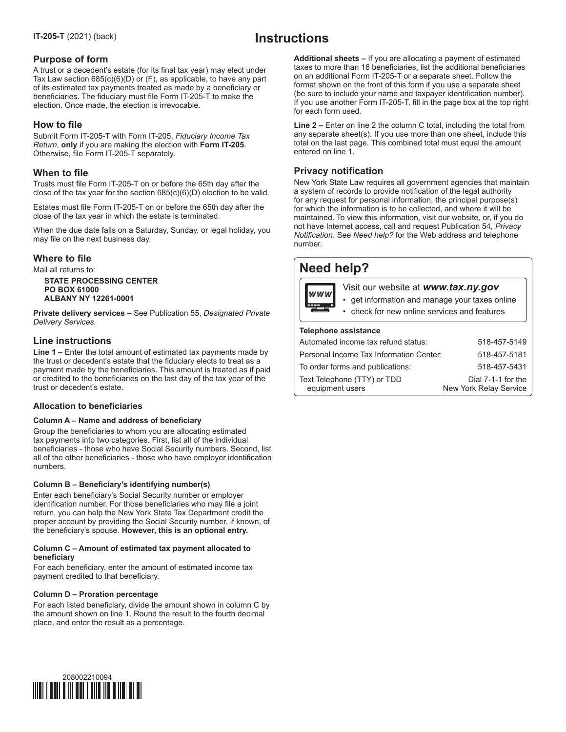# Instructions

## Purpose of form

A trust or a decedent's estate (for its final tax year) may elect under Tax Law section 685(c)(6)(D) or (F), as applicable, to have any part of its estimated tax payments treated as made by a beneficiary or beneficiaries. The fiduciary must file Form IT-205-T to make the election. Once made, the election is irrevocable.

## How to file

Submit Form IT-205-T with Form IT-205, *Fiduciary Income Tax Return*, **only** if you are making the election with **Form IT-205**. Otherwise, file Form IT-205-T separately.

## When to file

Trusts must file Form IT-205-T on or before the 65th day after the close of the tax year for the section 685(c)(6)(D) election to be valid.

Estates must file Form IT-205-T on or before the 65th day after the close of the tax year in which the estate is terminated.

When the due date falls on a Saturday, Sunday, or legal holiday, you may file on the next business day.

## Where to file

Mail all returns to:

**STATE PROCESSING CENTER**
**PO BOX 61000**
**ALBANY NY 12261-0001**

**Private delivery services –** See Publication 55, *Designated Private Delivery Services.*

## Line instructions

**Line 1 –** Enter the total amount of estimated tax payments made by the trust or decedent's estate that the fiduciary elects to treat as a payment made by the beneficiaries. This amount is treated as if paid or credited to the beneficiaries on the last day of the tax year of the trust or decedent's estate.

### Allocation to beneficiaries

#### Column A – Name and address of beneficiary

Group the beneficiaries to whom you are allocating estimated tax payments into two categories. First, list all of the individual beneficiaries - those who have Social Security numbers. Second, list all of the other beneficiaries - those who have employer identification numbers.

#### Column B – Beneficiary's identifying number(s)

Enter each beneficiary's Social Security number or employer identification number. For those beneficiaries who may file a joint return, you can help the New York State Tax Department credit the proper account by providing the Social Security number, if known, of the beneficiary's spouse. **However, this is an optional entry.**

#### Column C – Amount of estimated tax payment allocated to beneficiary

For each beneficiary, enter the amount of estimated income tax payment credited to that beneficiary.

#### Column D – Proration percentage

For each listed beneficiary, divide the amount shown in column C by the amount shown on line 1. Round the result to the fourth decimal place, and enter the result as a percentage.

**Additional sheets –** If you are allocating a payment of estimated taxes to more than 16 beneficiaries, list the additional beneficiaries on an additional Form IT-205-T or a separate sheet. Follow the format shown on the front of this form if you use a separate sheet (be sure to include your name and taxpayer identification number). If you use another Form IT-205-T, fill in the page box at the top right for each form used.

**Line 2 –** Enter on line 2 the column C total, including the total from any separate sheet(s). If you use more than one sheet, include this total on the last page. This combined total must equal the amount entered on line 1.

## Privacy notification

New York State Law requires all government agencies that maintain a system of records to provide notification of the legal authority for any request for personal information, the principal purpose(s) for which the information is to be collected, and where it will be maintained. To view this information, visit our website, or, if you do not have Internet access, call and request Publication 54, *Privacy Notification*. See *Need help?* for the Web address and telephone number.

## Need help?

Visit our website at ***www.tax.ny.gov***

- get information and manage your taxes online
- check for new online services and features

**Telephone assistance**

| | |
|---|---|
| Automated income tax refund status: | 518-457-5149 |
| Personal Income Tax Information Center: | 518-457-5181 |
| To order forms and publications: | 518-457-5431 |
| Text Telephone (TTY) or TDD equipment users | Dial 7-1-1 for the New York Relay Service |

208002210094